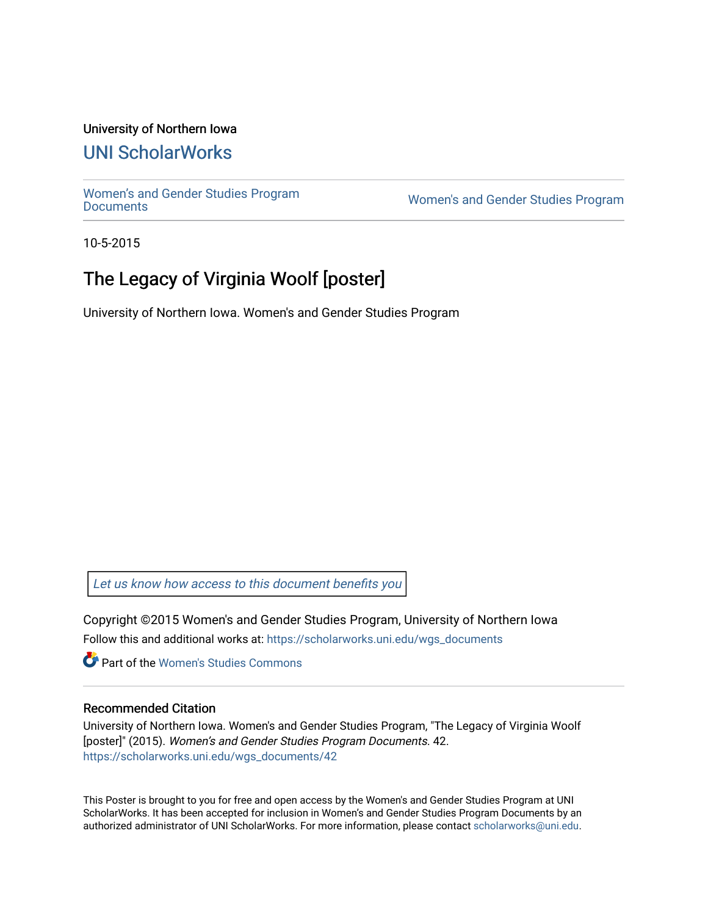University of Northern Iowa

# UNI ScholarWorks

Women's and Gender Studies Program Documents

Women's and Gender Studies Program

10-5-2015

## The Legacy of Virginia Woolf [poster]

University of Northern Iowa. Women's and Gender Studies Program

*Let us know how access to this document benefits you*

Copyright ©2015 Women's and Gender Studies Program, University of Northern Iowa

Follow this and additional works at: https://scholarworks.uni.edu/wgs_documents

Part of the Women's Studies Commons

### Recommended Citation

University of Northern Iowa. Women's and Gender Studies Program, "The Legacy of Virginia Woolf [poster]" (2015). *Women's and Gender Studies Program Documents.* 42.
https://scholarworks.uni.edu/wgs_documents/42

This Poster is brought to you for free and open access by the Women's and Gender Studies Program at UNI ScholarWorks. It has been accepted for inclusion in Women's and Gender Studies Program Documents by an authorized administrator of UNI ScholarWorks. For more information, please contact scholarworks@uni.edu.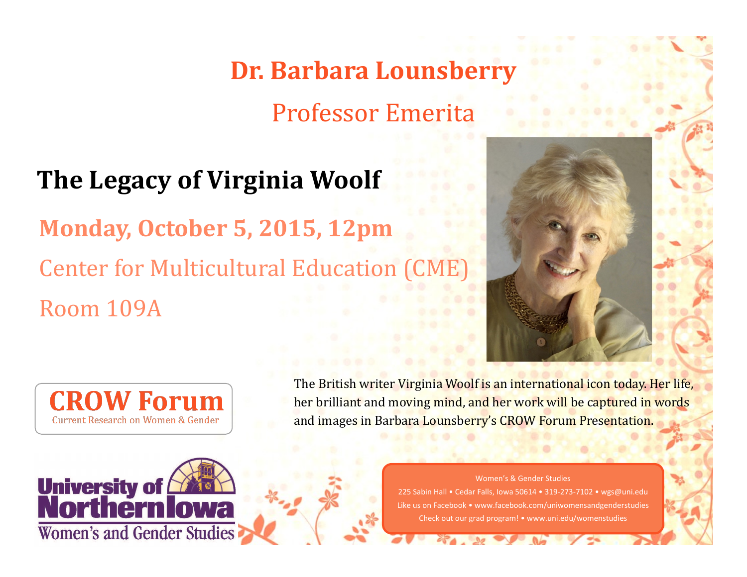# Dr. Barbara Lounsberry

## Professor Emerita

## The Legacy of Virginia Woolf

**Monday, October 5, 2015, 12pm**

Center for Multicultural Education (CME)

Room 109A

**CROW Forum**
Current Research on Women & Gender

The British writer Virginia Woolf is an international icon today. Her life, her brilliant and moving mind, and her work will be captured in words and images in Barbara Lounsberry's CROW Forum Presentation.

University of Northern Iowa
Women's and Gender Studies

Women's & Gender Studies
225 Sabin Hall • Cedar Falls, Iowa 50614 • 319-273-7102 • wgs@uni.edu
Like us on Facebook • www.facebook.com/uniwomensandgenderstudies
Check out our grad program! • www.uni.edu/womenstudies